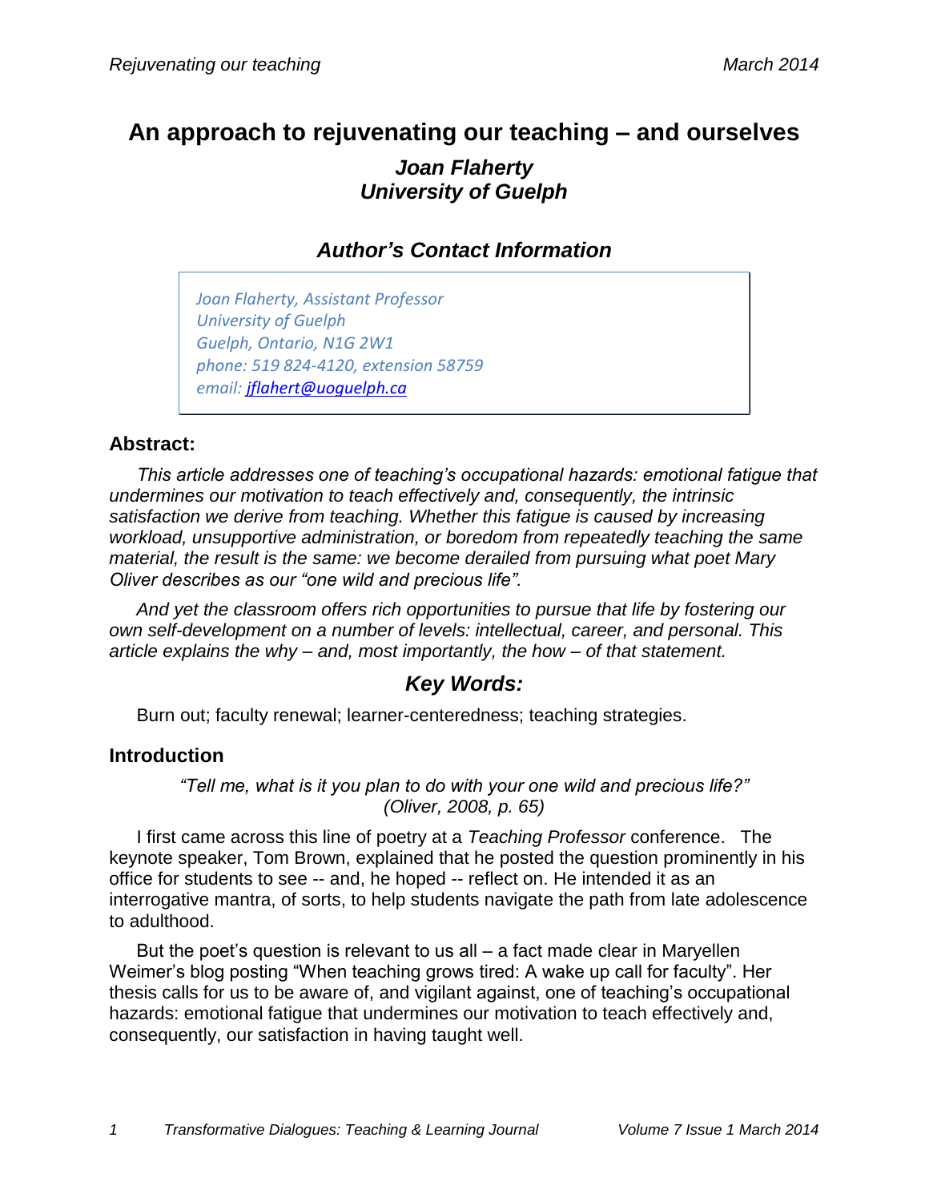# An approach to rejuvenating our teaching – and ourselves

***Joan Flaherty***
***University of Guelph***

## *Author's Contact Information*

*Joan Flaherty, Assistant Professor*
*University of Guelph*
*Guelph, Ontario, N1G 2W1*
*phone: 519 824-4120, extension 58759*
*email: jflahert@uoguelph.ca*

### Abstract:

*This article addresses one of teaching's occupational hazards: emotional fatigue that undermines our motivation to teach effectively and, consequently, the intrinsic satisfaction we derive from teaching. Whether this fatigue is caused by increasing workload, unsupportive administration, or boredom from repeatedly teaching the same material, the result is the same: we become derailed from pursuing what poet Mary Oliver describes as our "one wild and precious life".*

*And yet the classroom offers rich opportunities to pursue that life by fostering our own self-development on a number of levels: intellectual, career, and personal. This article explains the why – and, most importantly, the how – of that statement.*

## *Key Words:*

Burn out; faculty renewal; learner-centeredness; teaching strategies.

### Introduction

*"Tell me, what is it you plan to do with your one wild and precious life?"*
*(Oliver, 2008, p. 65)*

I first came across this line of poetry at a *Teaching Professor* conference. The keynote speaker, Tom Brown, explained that he posted the question prominently in his office for students to see -- and, he hoped -- reflect on. He intended it as an interrogative mantra, of sorts, to help students navigate the path from late adolescence to adulthood.

But the poet's question is relevant to us all – a fact made clear in Maryellen Weimer's blog posting "When teaching grows tired: A wake up call for faculty". Her thesis calls for us to be aware of, and vigilant against, one of teaching's occupational hazards: emotional fatigue that undermines our motivation to teach effectively and, consequently, our satisfaction in having taught well.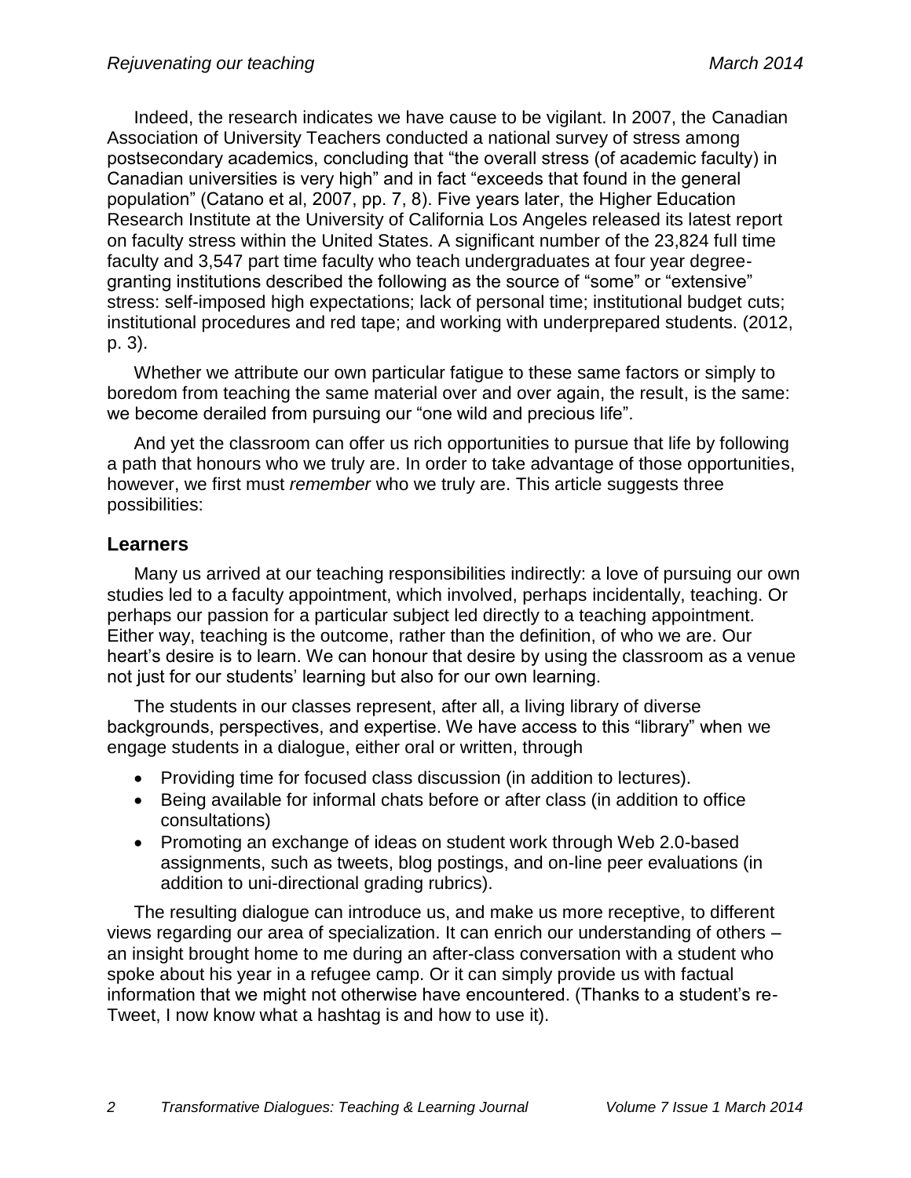Indeed, the research indicates we have cause to be vigilant. In 2007, the Canadian Association of University Teachers conducted a national survey of stress among postsecondary academics, concluding that "the overall stress (of academic faculty) in Canadian universities is very high" and in fact "exceeds that found in the general population" (Catano et al, 2007, pp. 7, 8). Five years later, the Higher Education Research Institute at the University of California Los Angeles released its latest report on faculty stress within the United States. A significant number of the 23,824 full time faculty and 3,547 part time faculty who teach undergraduates at four year degree-granting institutions described the following as the source of "some" or "extensive" stress: self-imposed high expectations; lack of personal time; institutional budget cuts; institutional procedures and red tape; and working with underprepared students. (2012, p. 3).

Whether we attribute our own particular fatigue to these same factors or simply to boredom from teaching the same material over and over again, the result, is the same: we become derailed from pursuing our "one wild and precious life".

And yet the classroom can offer us rich opportunities to pursue that life by following a path that honours who we truly are. In order to take advantage of those opportunities, however, we first must *remember* who we truly are. This article suggests three possibilities:

## Learners

Many us arrived at our teaching responsibilities indirectly: a love of pursuing our own studies led to a faculty appointment, which involved, perhaps incidentally, teaching. Or perhaps our passion for a particular subject led directly to a teaching appointment. Either way, teaching is the outcome, rather than the definition, of who we are. Our heart's desire is to learn. We can honour that desire by using the classroom as a venue not just for our students' learning but also for our own learning.

The students in our classes represent, after all, a living library of diverse backgrounds, perspectives, and expertise. We have access to this "library" when we engage students in a dialogue, either oral or written, through

- Providing time for focused class discussion (in addition to lectures).
- Being available for informal chats before or after class (in addition to office consultations)
- Promoting an exchange of ideas on student work through Web 2.0-based assignments, such as tweets, blog postings, and on-line peer evaluations (in addition to uni-directional grading rubrics).

The resulting dialogue can introduce us, and make us more receptive, to different views regarding our area of specialization. It can enrich our understanding of others – an insight brought home to me during an after-class conversation with a student who spoke about his year in a refugee camp. Or it can simply provide us with factual information that we might not otherwise have encountered. (Thanks to a student's re-Tweet, I now know what a hashtag is and how to use it).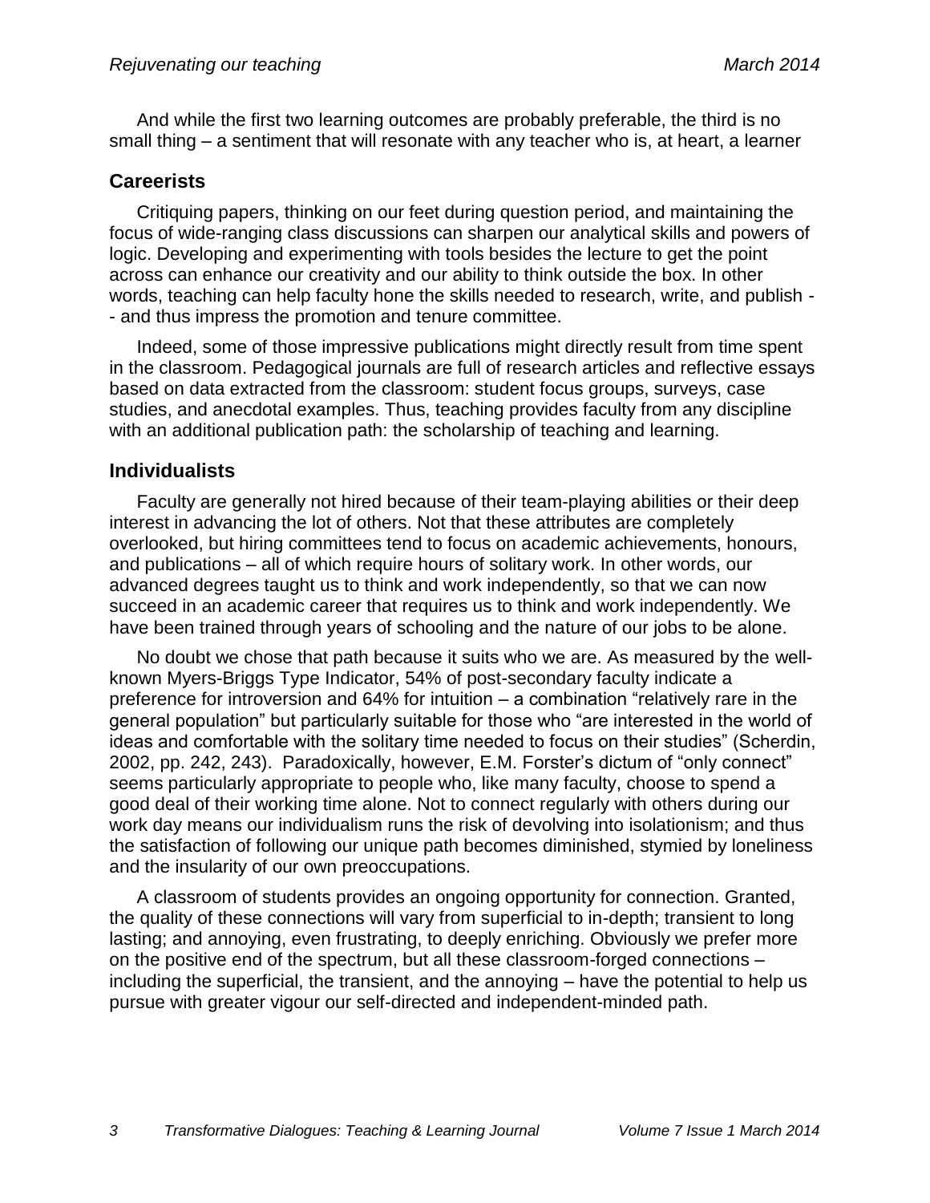And while the first two learning outcomes are probably preferable, the third is no small thing – a sentiment that will resonate with any teacher who is, at heart, a learner

## Careerists

Critiquing papers, thinking on our feet during question period, and maintaining the focus of wide-ranging class discussions can sharpen our analytical skills and powers of logic. Developing and experimenting with tools besides the lecture to get the point across can enhance our creativity and our ability to think outside the box. In other words, teaching can help faculty hone the skills needed to research, write, and publish -- and thus impress the promotion and tenure committee.

Indeed, some of those impressive publications might directly result from time spent in the classroom. Pedagogical journals are full of research articles and reflective essays based on data extracted from the classroom: student focus groups, surveys, case studies, and anecdotal examples. Thus, teaching provides faculty from any discipline with an additional publication path: the scholarship of teaching and learning.

## Individualists

Faculty are generally not hired because of their team-playing abilities or their deep interest in advancing the lot of others. Not that these attributes are completely overlooked, but hiring committees tend to focus on academic achievements, honours, and publications – all of which require hours of solitary work. In other words, our advanced degrees taught us to think and work independently, so that we can now succeed in an academic career that requires us to think and work independently. We have been trained through years of schooling and the nature of our jobs to be alone.

No doubt we chose that path because it suits who we are. As measured by the well-known Myers-Briggs Type Indicator, 54% of post-secondary faculty indicate a preference for introversion and 64% for intuition – a combination "relatively rare in the general population" but particularly suitable for those who "are interested in the world of ideas and comfortable with the solitary time needed to focus on their studies" (Scherdin, 2002, pp. 242, 243). Paradoxically, however, E.M. Forster's dictum of "only connect" seems particularly appropriate to people who, like many faculty, choose to spend a good deal of their working time alone. Not to connect regularly with others during our work day means our individualism runs the risk of devolving into isolationism; and thus the satisfaction of following our unique path becomes diminished, stymied by loneliness and the insularity of our own preoccupations.

A classroom of students provides an ongoing opportunity for connection. Granted, the quality of these connections will vary from superficial to in-depth; transient to long lasting; and annoying, even frustrating, to deeply enriching. Obviously we prefer more on the positive end of the spectrum, but all these classroom-forged connections – including the superficial, the transient, and the annoying – have the potential to help us pursue with greater vigour our self-directed and independent-minded path.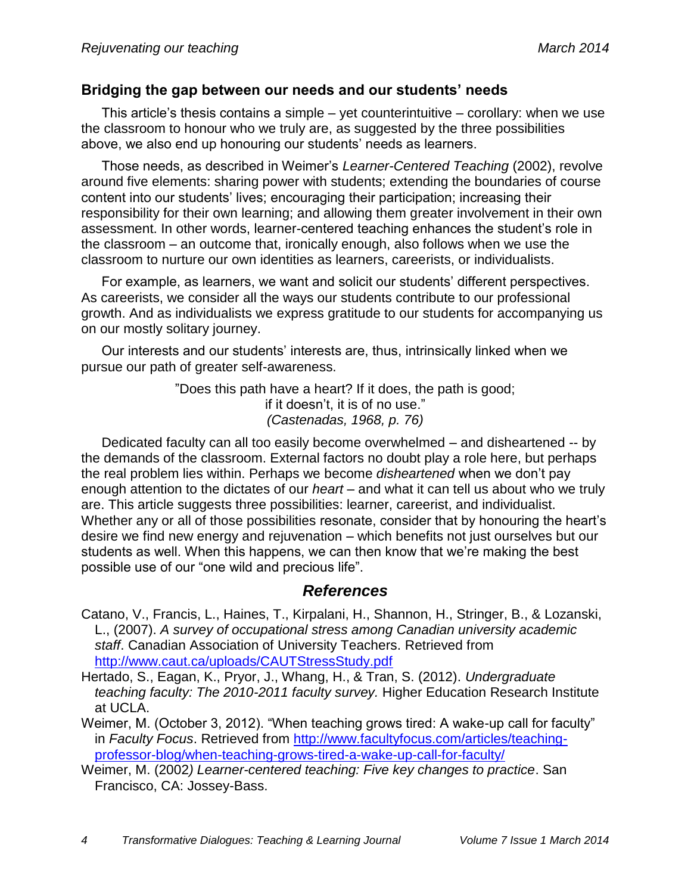## Bridging the gap between our needs and our students' needs

This article's thesis contains a simple – yet counterintuitive – corollary: when we use the classroom to honour who we truly are, as suggested by the three possibilities above, we also end up honouring our students' needs as learners.

Those needs, as described in Weimer's *Learner-Centered Teaching* (2002), revolve around five elements: sharing power with students; extending the boundaries of course content into our students' lives; encouraging their participation; increasing their responsibility for their own learning; and allowing them greater involvement in their own assessment. In other words, learner-centered teaching enhances the student's role in the classroom – an outcome that, ironically enough, also follows when we use the classroom to nurture our own identities as learners, careerists, or individualists.

For example, as learners, we want and solicit our students' different perspectives. As careerists, we consider all the ways our students contribute to our professional growth. And as individualists we express gratitude to our students for accompanying us on our mostly solitary journey.

Our interests and our students' interests are, thus, intrinsically linked when we pursue our path of greater self-awareness.

> "Does this path have a heart? If it does, the path is good;
> if it doesn't, it is of no use."
> *(Castenadas, 1968, p. 76)*

Dedicated faculty can all too easily become overwhelmed – and disheartened -- by the demands of the classroom. External factors no doubt play a role here, but perhaps the real problem lies within. Perhaps we become *disheartened* when we don't pay enough attention to the dictates of our *heart* – and what it can tell us about who we truly are. This article suggests three possibilities: learner, careerist, and individualist. Whether any or all of those possibilities resonate, consider that by honouring the heart's desire we find new energy and rejuvenation – which benefits not just ourselves but our students as well. When this happens, we can then know that we're making the best possible use of our "one wild and precious life".

## *References*

Catano, V., Francis, L., Haines, T., Kirpalani, H., Shannon, H., Stringer, B., & Lozanski, L., (2007). *A survey of occupational stress among Canadian university academic staff*. Canadian Association of University Teachers. Retrieved from http://www.caut.ca/uploads/CAUTStressStudy.pdf

Hertado, S., Eagan, K., Pryor, J., Whang, H., & Tran, S. (2012). *Undergraduate teaching faculty: The 2010-2011 faculty survey.* Higher Education Research Institute at UCLA.

Weimer, M. (October 3, 2012). "When teaching grows tired: A wake-up call for faculty" in *Faculty Focus*. Retrieved from http://www.facultyfocus.com/articles/teaching-professor-blog/when-teaching-grows-tired-a-wake-up-call-for-faculty/

Weimer, M. (2002*) Learner-centered teaching: Five key changes to practice*. San Francisco, CA: Jossey-Bass.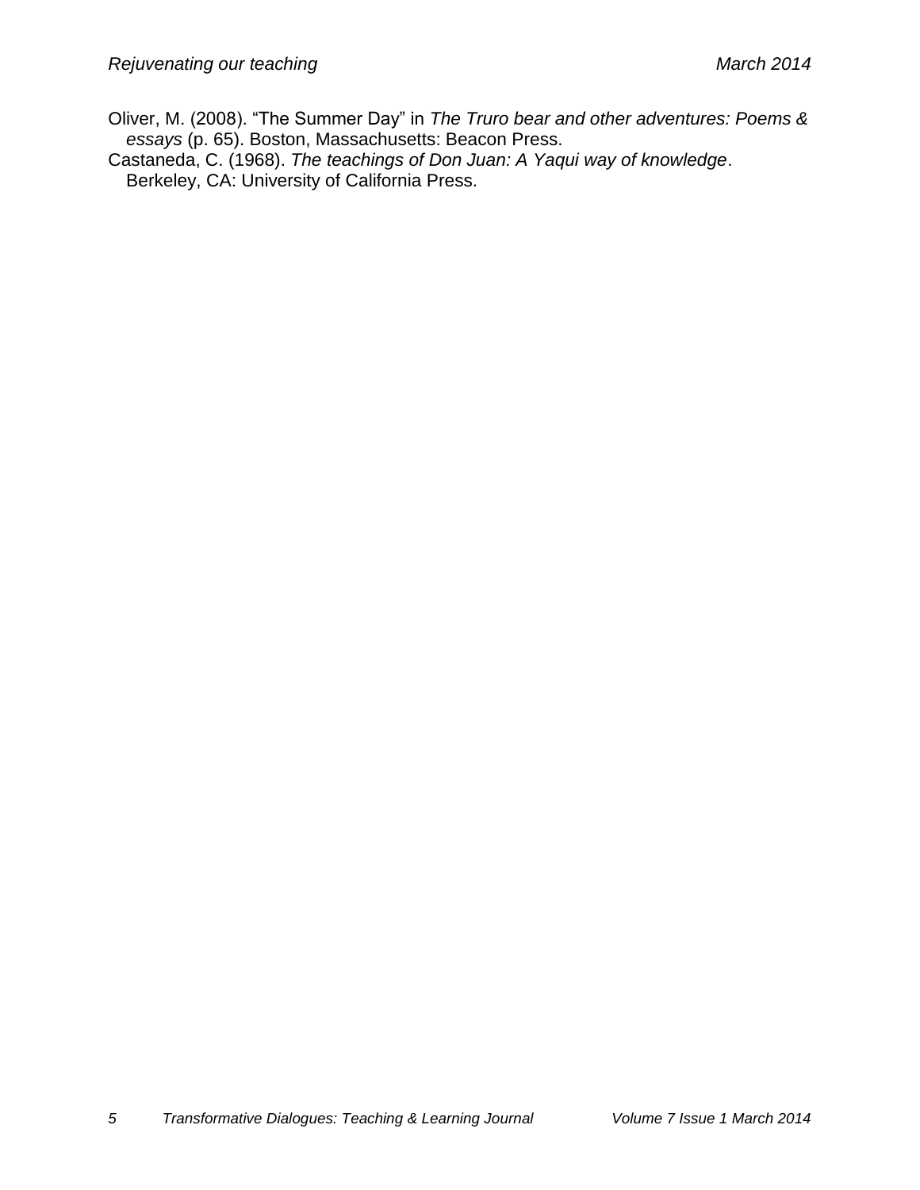Oliver, M. (2008). "The Summer Day" in *The Truro bear and other adventures: Poems & essays* (p. 65). Boston, Massachusetts: Beacon Press.

Castaneda, C. (1968). *The teachings of Don Juan: A Yaqui way of knowledge*. Berkeley, CA: University of California Press.